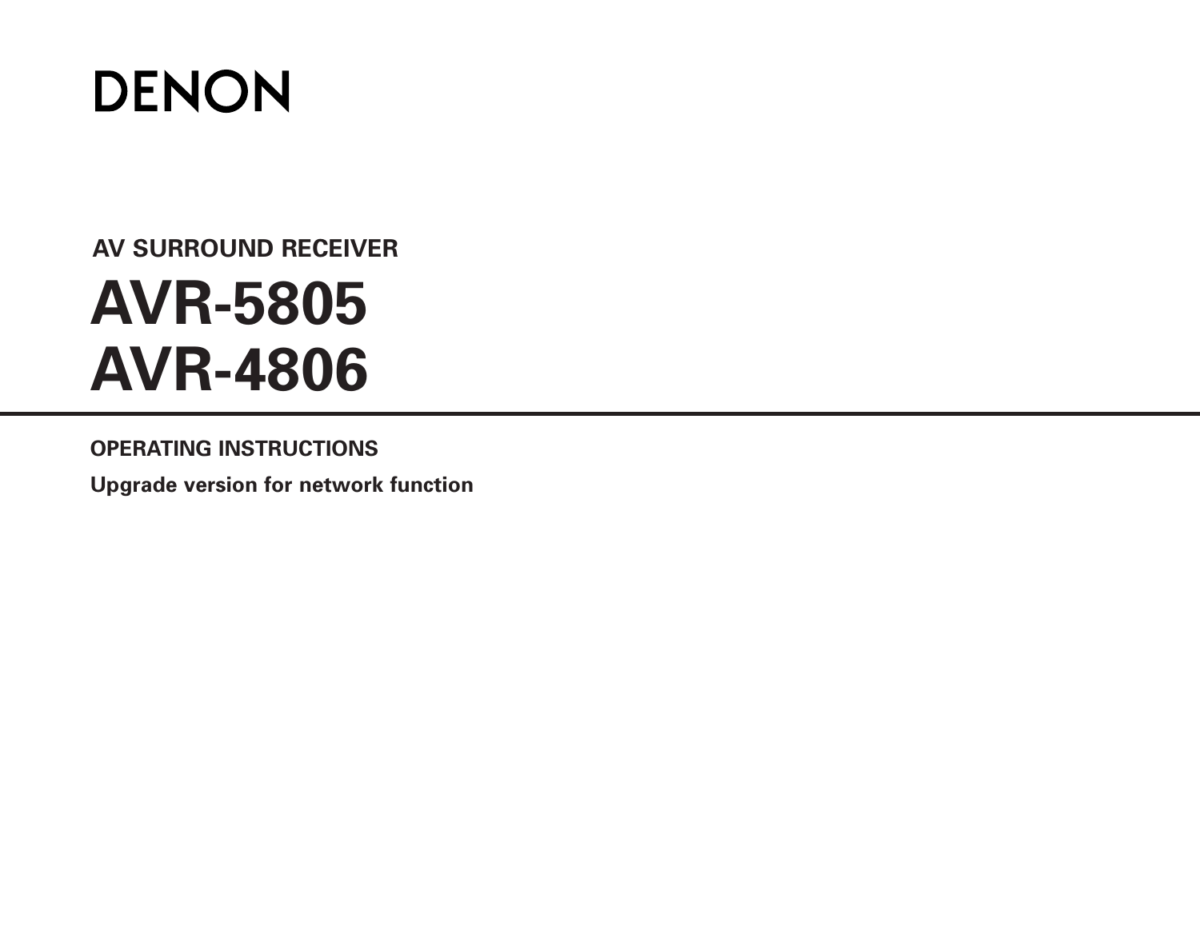# DENON

## AV SURROUND RECEIVER

# AVR-5805
# AVR-4806

---

**OPERATING INSTRUCTIONS**

**Upgrade version for network function**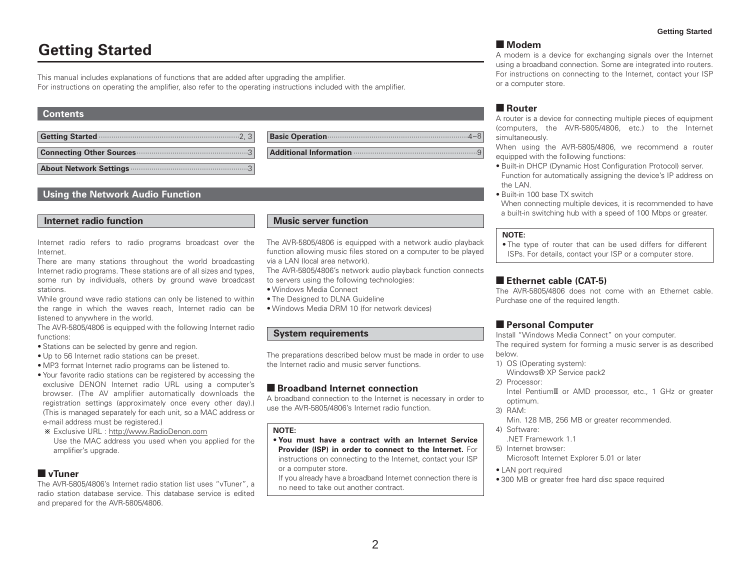# Getting Started

This manual includes explanations of functions that are added after upgrading the amplifier.
For instructions on operating the amplifier, also refer to the operating instructions included with the amplifier.

## Contents

| | |
|---|---|
| **Getting Started** ········· 2, 3 | **Basic Operation** ········· 4~8 |
| **Connecting Other Sources** ········· 3 | **Additional Information** ········· 9 |
| **About Network Settings** ········· 3 | |

## Using the Network Audio Function

### Internet radio function

Internet radio refers to radio programs broadcast over the Internet.
There are many stations throughout the world broadcasting Internet radio programs. These stations are of all sizes and types, some run by individuals, others by ground wave broadcast stations.
While ground wave radio stations can only be listened to within the range in which the waves reach, Internet radio can be listened to anywhere in the world.
The AVR-5805/4806 is equipped with the following Internet radio functions:

- Stations can be selected by genre and region.
- Up to 56 Internet radio stations can be preset.
- MP3 format Internet radio programs can be listened to.
- Your favorite radio stations can be registered by accessing the exclusive DENON Internet radio URL using a computer's browser. (The AV amplifier automatically downloads the registration settings (approximately once every other day).) (This is managed separately for each unit, so a MAC address or e-mail address must be registered.)
  ※ Exclusive URL : http://www.RadioDenon.com
  Use the MAC address you used when you applied for the amplifier's upgrade.

#### ■ vTuner

The AVR-5805/4806's Internet radio station list uses "vTuner", a radio station database service. This database service is edited and prepared for the AVR-5805/4806.

### Music server function

The AVR-5805/4806 is equipped with a network audio playback function allowing music files stored on a computer to be played via a LAN (local area network).
The AVR-5805/4806's network audio playback function connects to servers using the following technologies:

- Windows Media Connect
- The Designed to DLNA Guideline
- Windows Media DRM 10 (for network devices)

### System requirements

The preparations described below must be made in order to use the Internet radio and music server functions.

#### ■ Broadband Internet connection

A broadband connection to the Internet is necessary in order to use the AVR-5805/4806's Internet radio function.

> **NOTE:**
> - **You must have a contract with an Internet Service Provider (ISP) in order to connect to the Internet.** For instructions on connecting to the Internet, contact your ISP or a computer store.
>   If you already have a broadband Internet connection there is no need to take out another contract.

#### ■ Modem

A modem is a device for exchanging signals over the Internet using a broadband connection. Some are integrated into routers. For instructions on connecting to the Internet, contact your ISP or a computer store.

#### ■ Router

A router is a device for connecting multiple pieces of equipment (computers, the AVR-5805/4806, etc.) to the Internet simultaneously.
When using the AVR-5805/4806, we recommend a router equipped with the following functions:

- Built-in DHCP (Dynamic Host Configuration Protocol) server.
  Function for automatically assigning the device's IP address on the LAN.
- Built-in 100 base TX switch
  When connecting multiple devices, it is recommended to have a built-in switching hub with a speed of 100 Mbps or greater.

> **NOTE:**
> - The type of router that can be used differs for different ISPs. For details, contact your ISP or a computer store.

#### ■ Ethernet cable (CAT-5)

The AVR-5805/4806 does not come with an Ethernet cable. Purchase one of the required length.

#### ■ Personal Computer

Install "Windows Media Connect" on your computer.
The required system for forming a music server is as described below.

1) OS (Operating system):
   Windows® XP Service pack2
2) Processor:
   Intel PentiumII or AMD processor, etc., 1 GHz or greater optimum.
3) RAM:
   Min. 128 MB, 256 MB or greater recommended.
4) Software:
   .NET Framework 1.1
5) Internet browser:
   Microsoft Internet Explorer 5.01 or later

- LAN port required
- 300 MB or greater free hard disc space required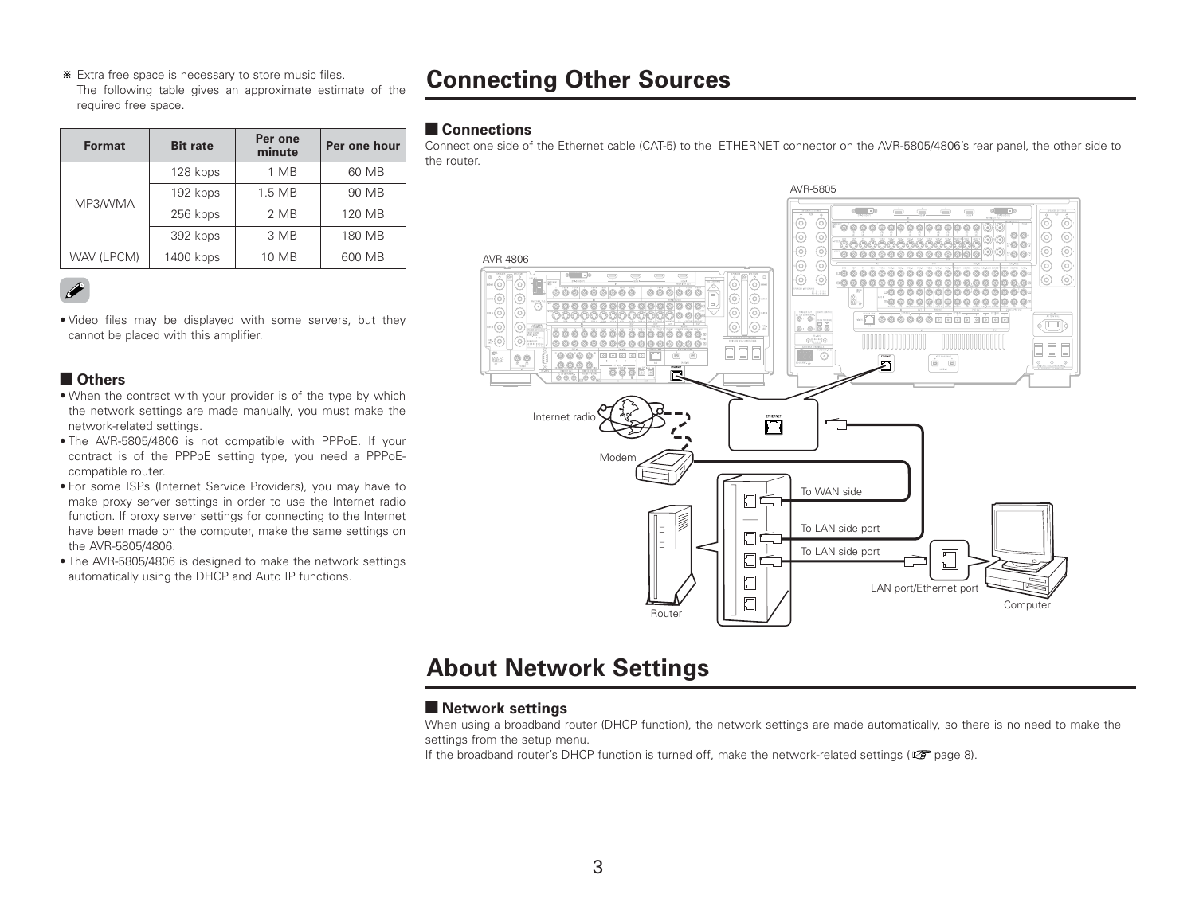※ Extra free space is necessary to store music files.
The following table gives an approximate estimate of the required free space.

| Format | Bit rate | Per one minute | Per one hour |
|---|---|---|---|
| MP3/WMA | 128 kbps | 1 MB | 60 MB |
| | 192 kbps | 1.5 MB | 90 MB |
| | 256 kbps | 2 MB | 120 MB |
| | 392 kbps | 3 MB | 180 MB |
| WAV (LPCM) | 1400 kbps | 10 MB | 600 MB |

- Video files may be displayed with some servers, but they cannot be placed with this amplifier.

## ■ Others

- When the contract with your provider is of the type by which the network settings are made manually, you must make the network-related settings.
- The AVR-5805/4806 is not compatible with PPPoE. If your contract is of the PPPoE setting type, you need a PPPoE-compatible router.
- For some ISPs (Internet Service Providers), you may have to make proxy server settings in order to use the Internet radio function. If proxy server settings for connecting to the Internet have been made on the computer, make the same settings on the AVR-5805/4806.
- The AVR-5805/4806 is designed to make the network settings automatically using the DHCP and Auto IP functions.

# Connecting Other Sources

## ■ Connections

Connect one side of the Ethernet cable (CAT-5) to the ETHERNET connector on the AVR-5805/4806's rear panel, the other side to the router.

AVR-5805

AVR-4806

ETHERNET

Internet radio

Modem

To WAN side

To LAN side port

To LAN side port

LAN port/Ethernet port

Router

Computer

# About Network Settings

## ■ Network settings

When using a broadband router (DHCP function), the network settings are made automatically, so there is no need to make the settings from the setup menu.
If the broadband router's DHCP function is turned off, make the network-related settings (☞ page 8).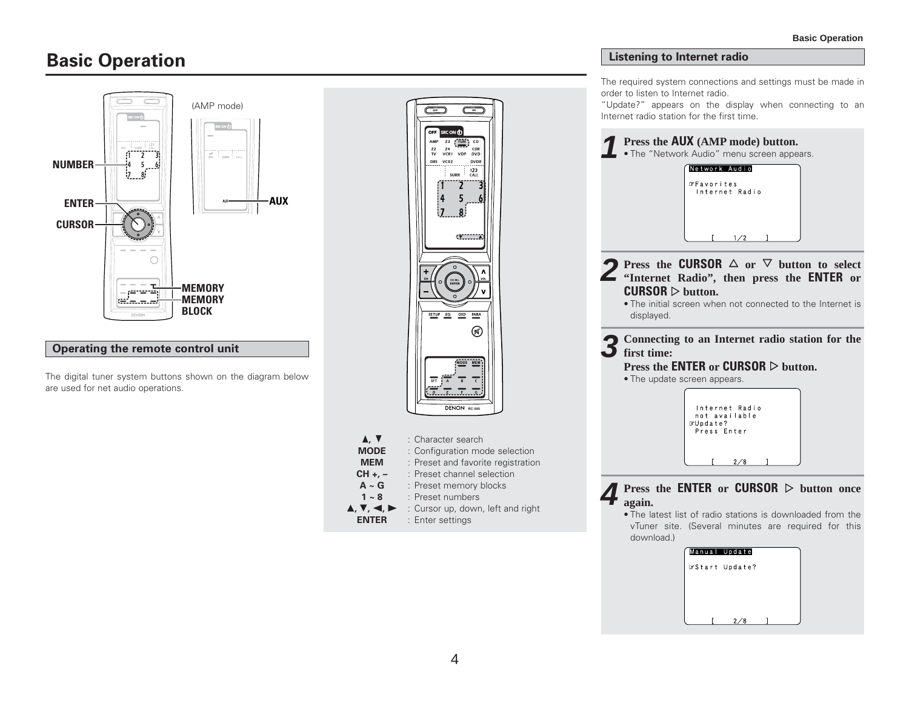# Basic Operation

(AMP mode)

NUMBER

ENTER

CURSOR

AUX

MEMORY

MEMORY BLOCK

## Operating the remote control unit

The digital tuner system buttons shown on the diagram below are used for net audio operations.

| | |
|---|---|
| ▲, ▼ | : Character search |
| MODE | : Configuration mode selection |
| MEM | : Preset and favorite registration |
| CH +, – | : Preset channel selection |
| A ~ G | : Preset memory blocks |
| 1 ~ 8 | : Preset numbers |
| ▲, ▼, ◀, ▶ | : Cursor up, down, left and right |
| ENTER | : Enter settings |

## Listening to Internet radio

The required system connections and settings must be made in order to listen to Internet radio.

"Update?" appears on the display when connecting to an Internet radio station for the first time.

**1 Press the AUX (AMP mode) button.**

- The "Network Audio" menu screen appears.

```
Network Audio
☞Favorites
 Internet Radio

      [   1/2   ]
```

**2 Press the CURSOR △ or ▽ button to select "Internet Radio", then press the ENTER or CURSOR ▷ button.**

- The initial screen when not connected to the Internet is displayed.

**3 Connecting to an Internet radio station for the first time:**
**Press the ENTER or CURSOR ▷ button.**

- The update screen appears.

```
 Internet Radio
 not available
☞Update?
 Press Enter

      [   2/8   ]
```

**4 Press the ENTER or CURSOR ▷ button once again.**

- The latest list of radio stations is downloaded from the vTuner site. (Several minutes are required for this download.)

```
Manual Update
☞Start Update?

      [   2/8   ]
```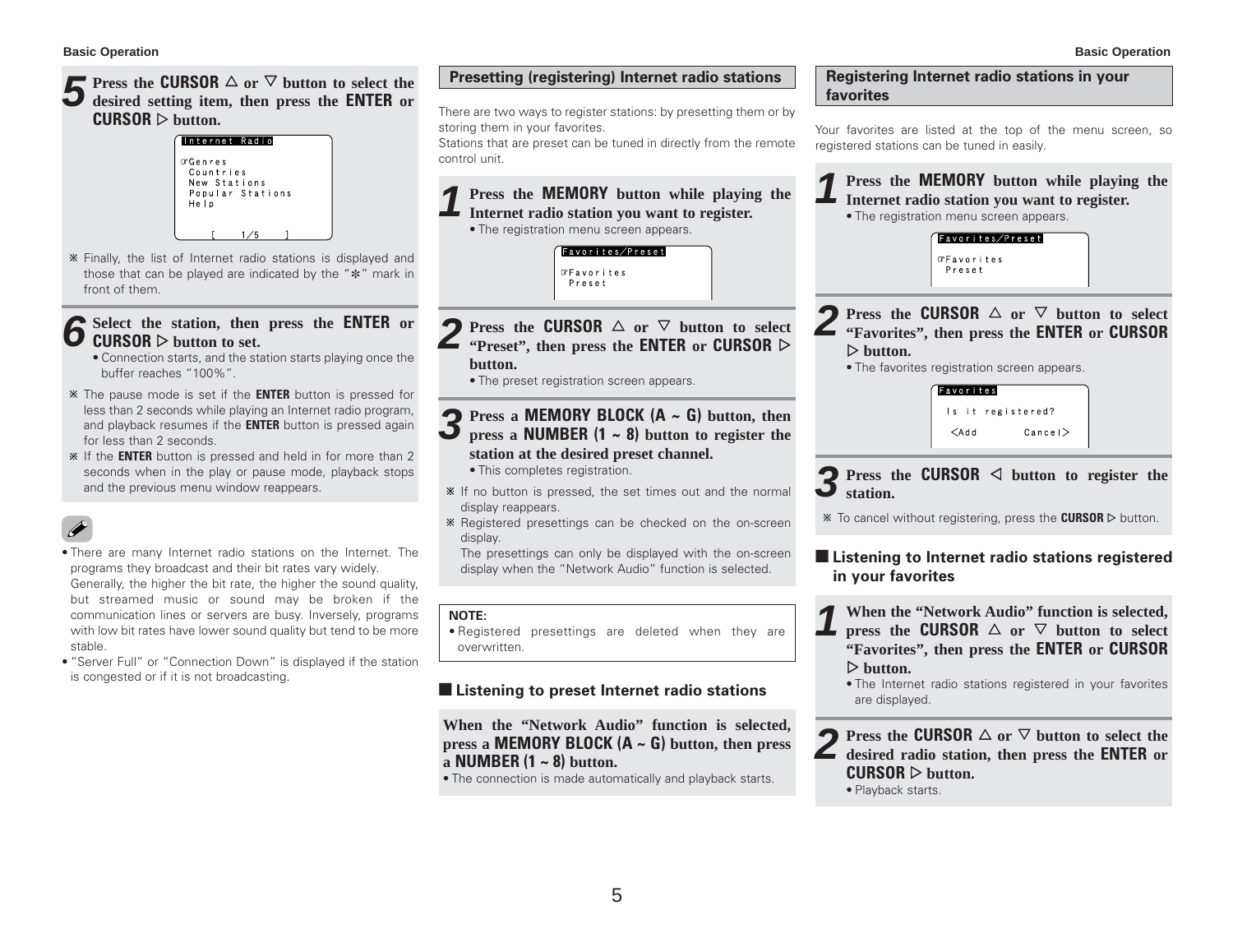**5** **Press the CURSOR △ or ▽ button to select the desired setting item, then press the ENTER or CURSOR ▷ button.**

```
Internet Radio

☞Genres
 Countries
 New Stations
 Popular Stations
 Help

      [    1/5    ]
```

※ Finally, the list of Internet radio stations is displayed and those that can be played are indicated by the "✻" mark in front of them.

**6** **Select the station, then press the ENTER or CURSOR ▷ button to set.**

- Connection starts, and the station starts playing once the buffer reaches "100%".

※ The pause mode is set if the **ENTER** button is pressed for less than 2 seconds while playing an Internet radio program, and playback resumes if the **ENTER** button is pressed again for less than 2 seconds.

※ If the **ENTER** button is pressed and held in for more than 2 seconds when in the play or pause mode, playback stops and the previous menu window reappears.

- There are many Internet radio stations on the Internet. The programs they broadcast and their bit rates vary widely. Generally, the higher the bit rate, the higher the sound quality, but streamed music or sound may be broken if the communication lines or servers are busy. Inversely, programs with low bit rates have lower sound quality but tend to be more stable.
- "Server Full" or "Connection Down" is displayed if the station is congested or if it is not broadcasting.

## Presetting (registering) Internet radio stations

There are two ways to register stations: by presetting them or by storing them in your favorites.
Stations that are preset can be tuned in directly from the remote control unit.

**1** **Press the MEMORY button while playing the Internet radio station you want to register.**

- The registration menu screen appears.

```
Favorites/Preset

☞Favorites
 Preset
```

**2** **Press the CURSOR △ or ▽ button to select "Preset", then press the ENTER or CURSOR ▷ button.**

- The preset registration screen appears.

**3** **Press a MEMORY BLOCK (A ~ G) button, then press a NUMBER (1 ~ 8) button to register the station at the desired preset channel.**

- This completes registration.

※ If no button is pressed, the set times out and the normal display reappears.

※ Registered presettings can be checked on the on-screen display.
The presettings can only be displayed with the on-screen display when the "Network Audio" function is selected.

**NOTE:**
- Registered presettings are deleted when they are overwritten.

### ■ Listening to preset Internet radio stations

**When the "Network Audio" function is selected, press a MEMORY BLOCK (A ~ G) button, then press a NUMBER (1 ~ 8) button.**

- The connection is made automatically and playback starts.

## Registering Internet radio stations in your favorites

Your favorites are listed at the top of the menu screen, so registered stations can be tuned in easily.

**1** **Press the MEMORY button while playing the Internet radio station you want to register.**

- The registration menu screen appears.

```
Favorites/Preset

☞Favorites
 Preset
```

**2** **Press the CURSOR △ or ▽ button to select "Favorites", then press the ENTER or CURSOR ▷ button.**

- The favorites registration screen appears.

```
Favorites

 Is it registered?

 <Add        Cancel>
```

**3** **Press the CURSOR ◁ button to register the station.**

※ To cancel without registering, press the **CURSOR** ▷ button.

### ■ Listening to Internet radio stations registered in your favorites

**1** **When the "Network Audio" function is selected, press the CURSOR △ or ▽ button to select "Favorites", then press the ENTER or CURSOR ▷ button.**

- The Internet radio stations registered in your favorites are displayed.

**2** **Press the CURSOR △ or ▽ button to select the desired radio station, then press the ENTER or CURSOR ▷ button.**

- Playback starts.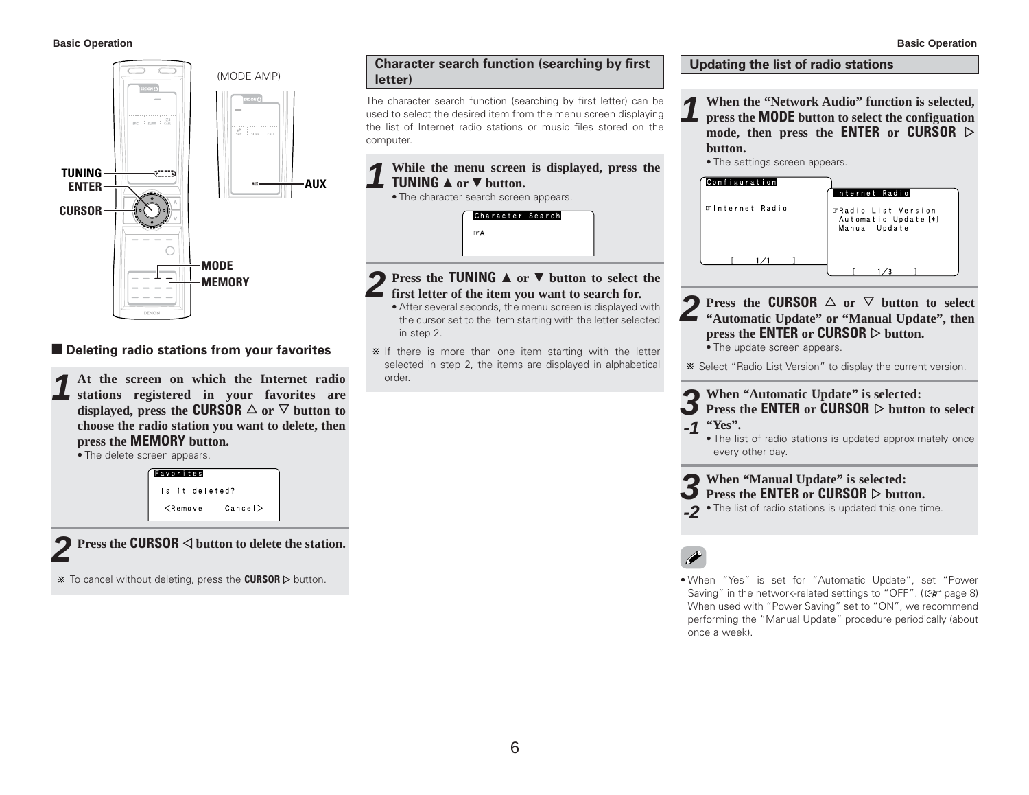TUNING
ENTER
CURSOR
(MODE AMP)
AUX
MODE
MEMORY

### ■ Deleting radio stations from your favorites

**1** **At the screen on which the Internet radio stations registered in your favorites are displayed, press the CURSOR △ or ▽ button to choose the radio station you want to delete, then press the MEMORY button.**

- The delete screen appears.

```
Favorites
 Is it deleted?
 <Remove     Cancel>
```

**2** **Press the CURSOR ◁ button to delete the station.**

※ To cancel without deleting, press the **CURSOR** ▷ button.

## Character search function (searching by first letter)

The character search function (searching by first letter) can be used to select the desired item from the menu screen displaying the list of Internet radio stations or music files stored on the computer.

**1** **While the menu screen is displayed, press the TUNING ▲ or ▼ button.**

- The character search screen appears.

```
Character Search
☞A
```

**2** **Press the TUNING ▲ or ▼ button to select the first letter of the item you want to search for.**

- After several seconds, the menu screen is displayed with the cursor set to the item starting with the letter selected in step 2.

※ If there is more than one item starting with the letter selected in step 2, the items are displayed in alphabetical order.

## Updating the list of radio stations

**1** **When the "Network Audio" function is selected, press the MODE button to select the configuation mode, then press the ENTER or CURSOR ▷ button.**

- The settings screen appears.

```
Configuration
☞Internet Radio
 [   1/1   ]
```

```
Internet Radio
☞Radio List Version
 Automatic Update [*]
 Manual Update
 [   1/3   ]
```

**2** **Press the CURSOR △ or ▽ button to select "Automatic Update" or "Manual Update", then press the ENTER or CURSOR ▷ button.**

- The update screen appears.

※ Select "Radio List Version" to display the current version.

**3-1** **When "Automatic Update" is selected: Press the ENTER or CURSOR ▷ button to select "Yes".**

- The list of radio stations is updated approximately once every other day.

**3-2** **When "Manual Update" is selected: Press the ENTER or CURSOR ▷ button.**

- The list of radio stations is updated this one time.

- When "Yes" is set for "Automatic Update", set "Power Saving" in the network-related settings to "OFF". (☞ page 8) When used with "Power Saving" set to "ON", we recommend performing the "Manual Update" procedure periodically (about once a week).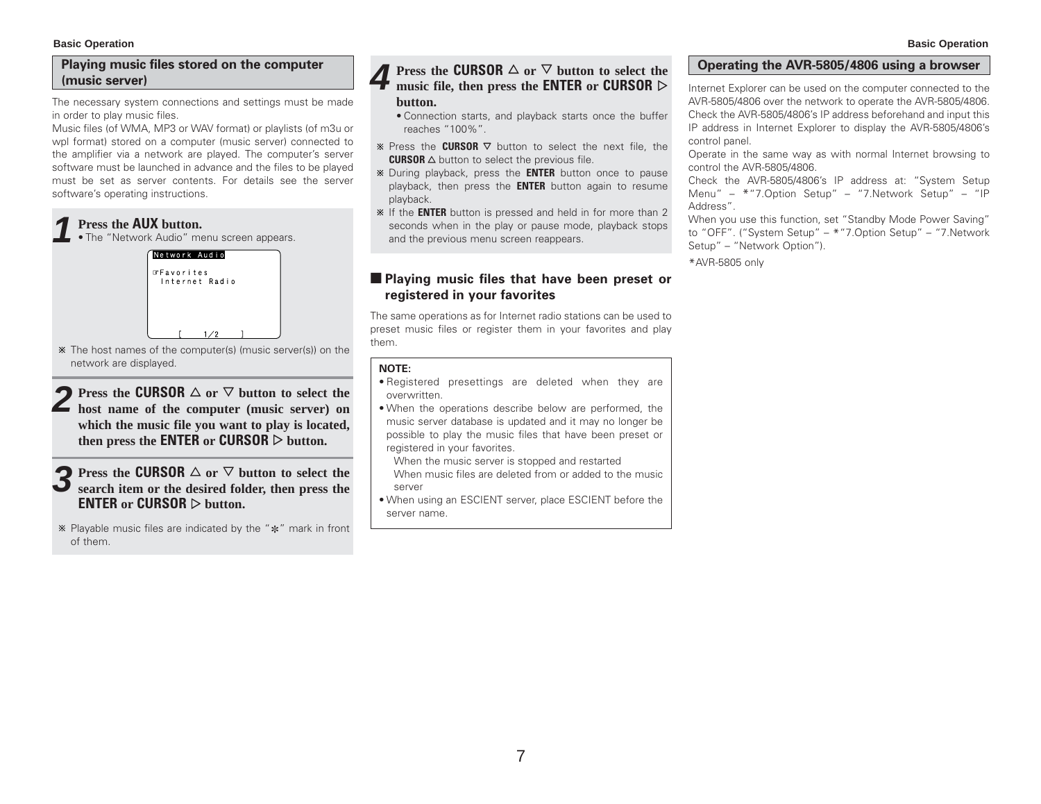## Playing music files stored on the computer (music server)

The necessary system connections and settings must be made in order to play music files.
Music files (of WMA, MP3 or WAV format) or playlists (of m3u or wpl format) stored on a computer (music server) connected to the amplifier via a network are played. The computer's server software must be launched in advance and the files to be played must be set as server contents. For details see the server software's operating instructions.

**1 Press the AUX button.**

• The "Network Audio" menu screen appears.

```
Network Audio

☞Favorites
  Internet Radio



        [    1/2    ]
```

※ The host names of the computer(s) (music server(s)) on the network are displayed.

**2 Press the CURSOR △ or ▽ button to select the host name of the computer (music server) on which the music file you want to play is located, then press the ENTER or CURSOR ▷ button.**

**3 Press the CURSOR △ or ▽ button to select the search item or the desired folder, then press the ENTER or CURSOR ▷ button.**

※ Playable music files are indicated by the "✻" mark in front of them.

**4 Press the CURSOR △ or ▽ button to select the music file, then press the ENTER or CURSOR ▷ button.**

• Connection starts, and playback starts once the buffer reaches "100%".

※ Press the **CURSOR** ▽ button to select the next file, the **CURSOR** △ button to select the previous file.

※ During playback, press the **ENTER** button once to pause playback, then press the **ENTER** button again to resume playback.

※ If the **ENTER** button is pressed and held in for more than 2 seconds when in the play or pause mode, playback stops and the previous menu screen reappears.

### ■ Playing music files that have been preset or registered in your favorites

The same operations as for Internet radio stations can be used to preset music files or register them in your favorites and play them.

**NOTE:**

- Registered presettings are deleted when they are overwritten.
- When the operations describe below are performed, the music server database is updated and it may no longer be possible to play the music files that have been preset or registered in your favorites.
  When the music server is stopped and restarted
  When music files are deleted from or added to the music server
- When using an ESCIENT server, place ESCIENT before the server name.

## Operating the AVR-5805/4806 using a browser

Internet Explorer can be used on the computer connected to the AVR-5805/4806 over the network to operate the AVR-5805/4806. Check the AVR-5805/4806's IP address beforehand and input this IP address in Internet Explorer to display the AVR-5805/4806's control panel.
Operate in the same way as with normal Internet browsing to control the AVR-5805/4806.
Check the AVR-5805/4806's IP address at: "System Setup Menu" – *"7.Option Setup" – "7.Network Setup" – "IP Address".
When you use this function, set "Standby Mode Power Saving" to "OFF". ("System Setup" – *"7.Option Setup" – "7.Network Setup" – "Network Option").

*AVR-5805 only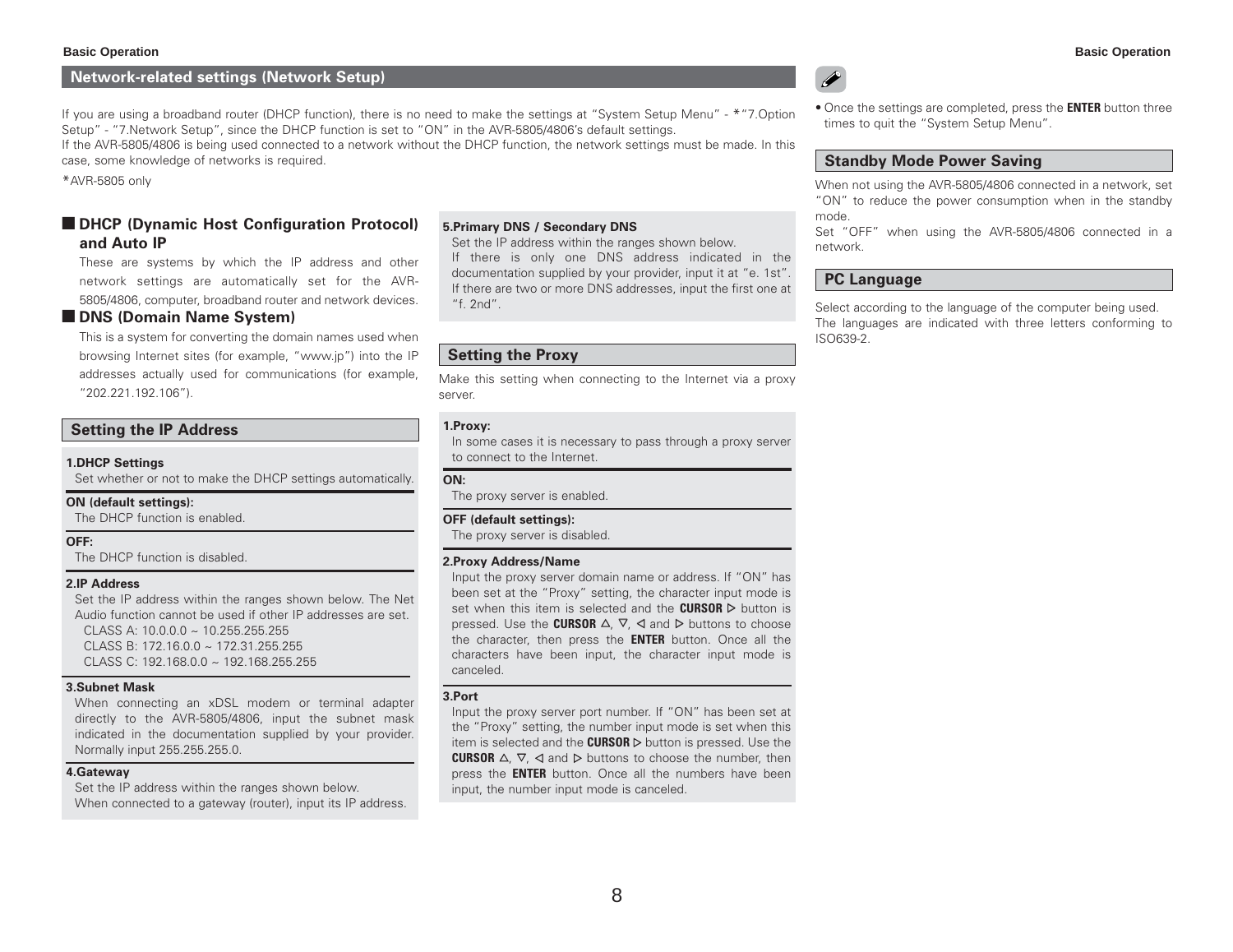## Network-related settings (Network Setup)

If you are using a broadband router (DHCP function), there is no need to make the settings at “System Setup Menu” - *“7.Option Setup” - “7.Network Setup”, since the DHCP function is set to “ON” in the AVR-5805/4806’s default settings.
If the AVR-5805/4806 is being used connected to a network without the DHCP function, the network settings must be made. In this case, some knowledge of networks is required.

*AVR-5805 only

### ■ DHCP (Dynamic Host Configuration Protocol) and Auto IP

These are systems by which the IP address and other network settings are automatically set for the AVR-5805/4806, computer, broadband router and network devices.

### ■ DNS (Domain Name System)

This is a system for converting the domain names used when browsing Internet sites (for example, “www.jp”) into the IP addresses actually used for communications (for example, “202.221.192.106”).

### Setting the IP Address

**1.DHCP Settings**
Set whether or not to make the DHCP settings automatically.

**ON (default settings):**
The DHCP function is enabled.

**OFF:**
The DHCP function is disabled.

**2.IP Address**
Set the IP address within the ranges shown below. The Net Audio function cannot be used if other IP addresses are set.
CLASS A: 10.0.0.0 ~ 10.255.255.255
CLASS B: 172.16.0.0 ~ 172.31.255.255
CLASS C: 192.168.0.0 ~ 192.168.255.255

**3.Subnet Mask**
When connecting an xDSL modem or terminal adapter directly to the AVR-5805/4806, input the subnet mask indicated in the documentation supplied by your provider. Normally input 255.255.255.0.

**4.Gateway**
Set the IP address within the ranges shown below.
When connected to a gateway (router), input its IP address.

**5.Primary DNS / Secondary DNS**
Set the IP address within the ranges shown below.
If there is only one DNS address indicated in the documentation supplied by your provider, input it at “e. 1st”. If there are two or more DNS addresses, input the first one at “f. 2nd”.

### Setting the Proxy

Make this setting when connecting to the Internet via a proxy server.

**1.Proxy:**
In some cases it is necessary to pass through a proxy server to connect to the Internet.

**ON:**
The proxy server is enabled.

**OFF (default settings):**
The proxy server is disabled.

**2.Proxy Address/Name**
Input the proxy server domain name or address. If “ON” has been set at the “Proxy” setting, the character input mode is set when this item is selected and the **CURSOR** ▷ button is pressed. Use the **CURSOR** △, ▽, ◁ and ▷ buttons to choose the character, then press the **ENTER** button. Once all the characters have been input, the character input mode is canceled.

**3.Port**
Input the proxy server port number. If “ON” has been set at the “Proxy” setting, the number input mode is set when this item is selected and the **CURSOR** ▷ button is pressed. Use the **CURSOR** △, ▽, ◁ and ▷ buttons to choose the number, then press the **ENTER** button. Once all the numbers have been input, the number input mode is canceled.

- Once the settings are completed, press the **ENTER** button three times to quit the “System Setup Menu”.

### Standby Mode Power Saving

When not using the AVR-5805/4806 connected in a network, set “ON” to reduce the power consumption when in the standby mode.
Set “OFF” when using the AVR-5805/4806 connected in a network.

### PC Language

Select according to the language of the computer being used.
The languages are indicated with three letters conforming to ISO639-2.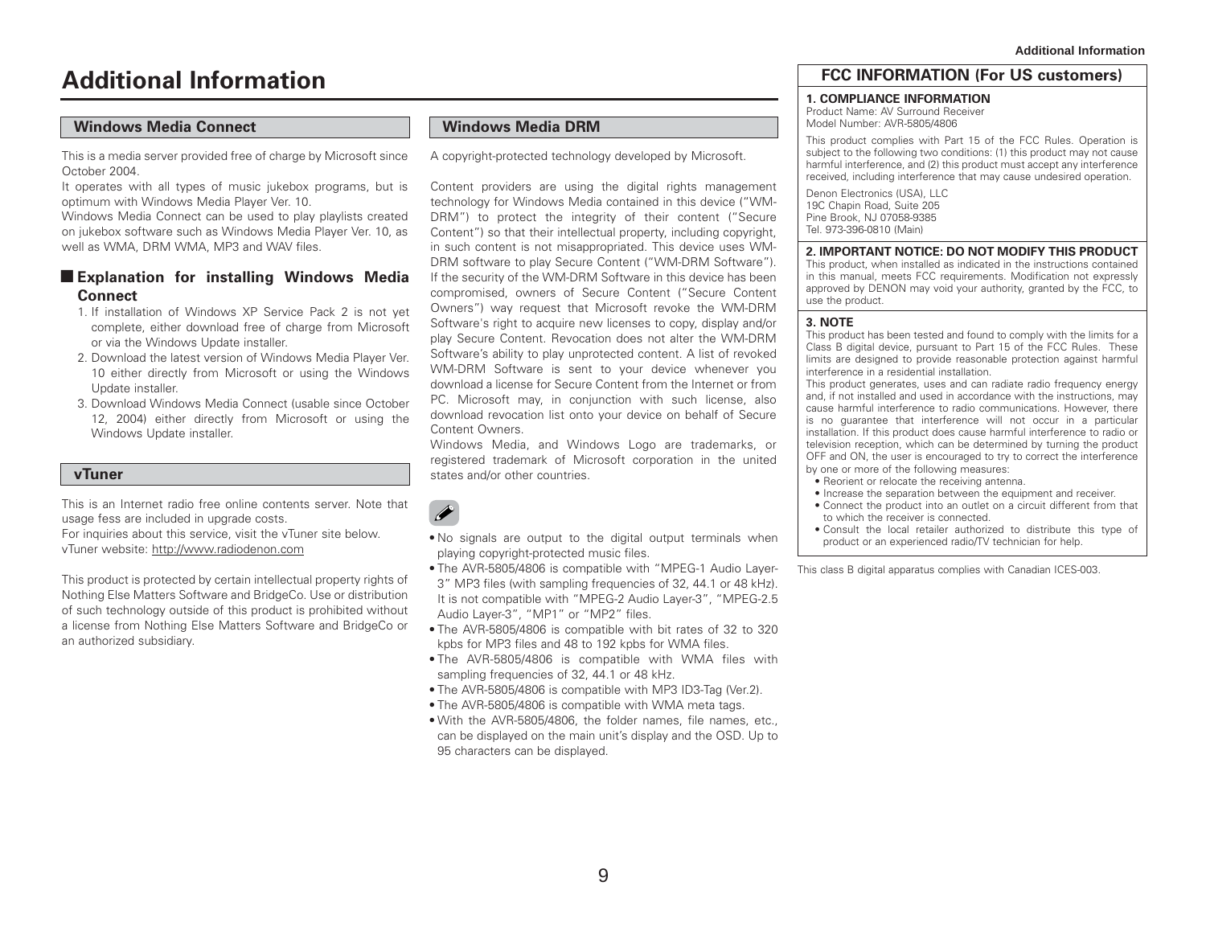# Additional Information

## Windows Media Connect

This is a media server provided free of charge by Microsoft since October 2004.

It operates with all types of music jukebox programs, but is optimum with Windows Media Player Ver. 10.

Windows Media Connect can be used to play playlists created on jukebox software such as Windows Media Player Ver. 10, as well as WMA, DRM WMA, MP3 and WAV files.

### Explanation for installing Windows Media Connect

1. If installation of Windows XP Service Pack 2 is not yet complete, either download free of charge from Microsoft or via the Windows Update installer.
2. Download the latest version of Windows Media Player Ver. 10 either directly from Microsoft or using the Windows Update installer.
3. Download Windows Media Connect (usable since October 12, 2004) either directly from Microsoft or using the Windows Update installer.

## vTuner

This is an Internet radio free online contents server. Note that usage fess are included in upgrade costs.

For inquiries about this service, visit the vTuner site below.

vTuner website: http://www.radiodenon.com

This product is protected by certain intellectual property rights of Nothing Else Matters Software and BridgeCo. Use or distribution of such technology outside of this product is prohibited without a license from Nothing Else Matters Software and BridgeCo or an authorized subsidiary.

## Windows Media DRM

A copyright-protected technology developed by Microsoft.

Content providers are using the digital rights management technology for Windows Media contained in this device ("WM-DRM") to protect the integrity of their content ("Secure Content") so that their intellectual property, including copyright, in such content is not misappropriated. This device uses WM-DRM software to play Secure Content ("WM-DRM Software"). If the security of the WM-DRM Software in this device has been compromised, owners of Secure Content ("Secure Content Owners") way request that Microsoft revoke the WM-DRM Software's right to acquire new licenses to copy, display and/or play Secure Content. Revocation does not alter the WM-DRM Software's ability to play unprotected content. A list of revoked WM-DRM Software is sent to your device whenever you download a license for Secure Content from the Internet or from PC. Microsoft may, in conjunction with such license, also download revocation list onto your device on behalf of Secure Content Owners.

Windows Media, and Windows Logo are trademarks, or registered trademark of Microsoft corporation in the united states and/or other countries.

- No signals are output to the digital output terminals when playing copyright-protected music files.
- The AVR-5805/4806 is compatible with "MPEG-1 Audio Layer-3" MP3 files (with sampling frequencies of 32, 44.1 or 48 kHz). It is not compatible with "MPEG-2 Audio Layer-3", "MPEG-2.5 Audio Layer-3", "MP1" or "MP2" files.
- The AVR-5805/4806 is compatible with bit rates of 32 to 320 kpbs for MP3 files and 48 to 192 kpbs for WMA files.
- The AVR-5805/4806 is compatible with WMA files with sampling frequencies of 32, 44.1 or 48 kHz.
- The AVR-5805/4806 is compatible with MP3 ID3-Tag (Ver.2).
- The AVR-5805/4806 is compatible with WMA meta tags.
- With the AVR-5805/4806, the folder names, file names, etc., can be displayed on the main unit's display and the OSD. Up to 95 characters can be displayed.

## FCC INFORMATION (For US customers)

**1. COMPLIANCE INFORMATION**

Product Name: AV Surround Receiver
Model Number: AVR-5805/4806

This product complies with Part 15 of the FCC Rules. Operation is subject to the following two conditions: (1) this product may not cause harmful interference, and (2) this product must accept any interference received, including interference that may cause undesired operation.

Denon Electronics (USA), LLC
19C Chapin Road, Suite 205
Pine Brook, NJ 07058-9385
Tel. 973-396-0810 (Main)

**2. IMPORTANT NOTICE: DO NOT MODIFY THIS PRODUCT**

This product, when installed as indicated in the instructions contained in this manual, meets FCC requirements. Modification not expressly approved by DENON may void your authority, granted by the FCC, to use the product.

**3. NOTE**

This product has been tested and found to comply with the limits for a Class B digital device, pursuant to Part 15 of the FCC Rules. These limits are designed to provide reasonable protection against harmful interference in a residential installation.

This product generates, uses and can radiate radio frequency energy and, if not installed and used in accordance with the instructions, may cause harmful interference to radio communications. However, there is no guarantee that interference will not occur in a particular installation. If this product does cause harmful interference to radio or television reception, which can be determined by turning the product OFF and ON, the user is encouraged to try to correct the interference by one or more of the following measures:

- Reorient or relocate the receiving antenna.
- Increase the separation between the equipment and receiver.
- Connect the product into an outlet on a circuit different from that to which the receiver is connected.
- Consult the local retailer authorized to distribute this type of product or an experienced radio/TV technician for help.

This class B digital apparatus complies with Canadian ICES-003.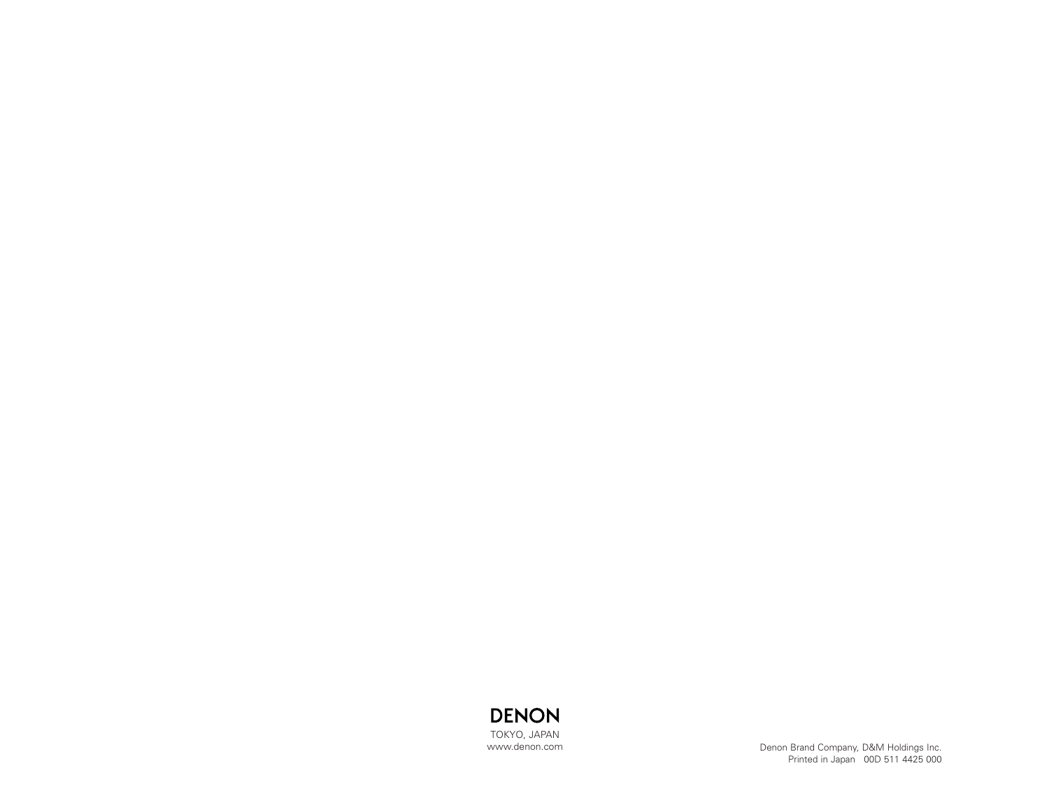**DENON**

TOKYO, JAPAN
www.denon.com

Denon Brand Company, D&M Holdings Inc.
Printed in Japan 00D 511 4425 000